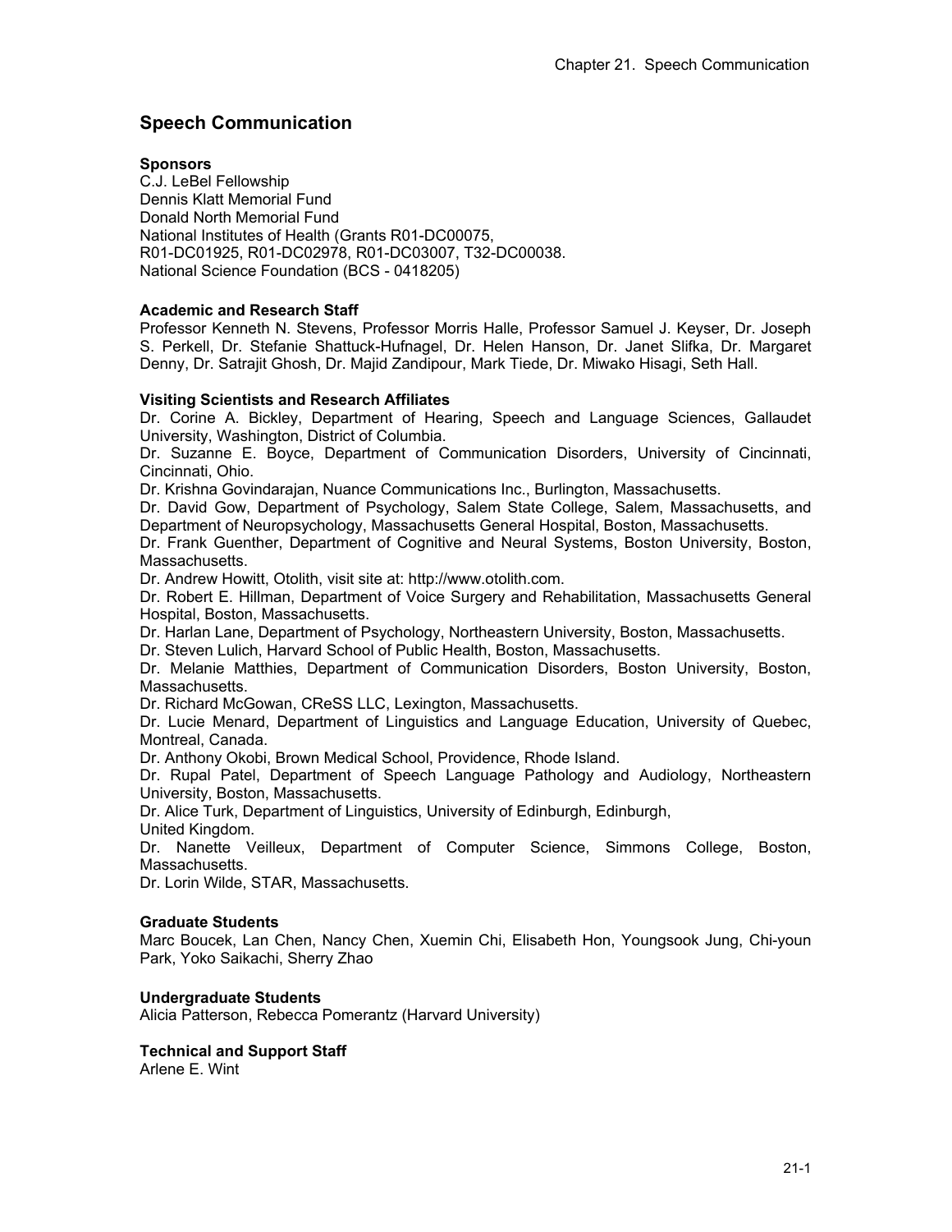# Speech Communication

**Sponsors**

C.J. LeBel Fellowship
Dennis Klatt Memorial Fund
Donald North Memorial Fund
National Institutes of Health (Grants R01-DC00075, R01-DC01925, R01-DC02978, R01-DC03007, T32-DC00038.
National Science Foundation (BCS - 0418205)

**Academic and Research Staff**

Professor Kenneth N. Stevens, Professor Morris Halle, Professor Samuel J. Keyser, Dr. Joseph S. Perkell, Dr. Stefanie Shattuck-Hufnagel, Dr. Helen Hanson, Dr. Janet Slifka, Dr. Margaret Denny, Dr. Satrajit Ghosh, Dr. Majid Zandipour, Mark Tiede, Dr. Miwako Hisagi, Seth Hall.

**Visiting Scientists and Research Affiliates**

Dr. Corine A. Bickley, Department of Hearing, Speech and Language Sciences, Gallaudet University, Washington, District of Columbia.
Dr. Suzanne E. Boyce, Department of Communication Disorders, University of Cincinnati, Cincinnati, Ohio.
Dr. Krishna Govindarajan, Nuance Communications Inc., Burlington, Massachusetts.
Dr. David Gow, Department of Psychology, Salem State College, Salem, Massachusetts, and Department of Neuropsychology, Massachusetts General Hospital, Boston, Massachusetts.
Dr. Frank Guenther, Department of Cognitive and Neural Systems, Boston University, Boston, Massachusetts.
Dr. Andrew Howitt, Otolith, visit site at: http://www.otolith.com.
Dr. Robert E. Hillman, Department of Voice Surgery and Rehabilitation, Massachusetts General Hospital, Boston, Massachusetts.
Dr. Harlan Lane, Department of Psychology, Northeastern University, Boston, Massachusetts.
Dr. Steven Lulich, Harvard School of Public Health, Boston, Massachusetts.
Dr. Melanie Matthies, Department of Communication Disorders, Boston University, Boston, Massachusetts.
Dr. Richard McGowan, CReSS LLC, Lexington, Massachusetts.
Dr. Lucie Menard, Department of Linguistics and Language Education, University of Quebec, Montreal, Canada.
Dr. Anthony Okobi, Brown Medical School, Providence, Rhode Island.
Dr. Rupal Patel, Department of Speech Language Pathology and Audiology, Northeastern University, Boston, Massachusetts.
Dr. Alice Turk, Department of Linguistics, University of Edinburgh, Edinburgh, United Kingdom.
Dr. Nanette Veilleux, Department of Computer Science, Simmons College, Boston, Massachusetts.
Dr. Lorin Wilde, STAR, Massachusetts.

**Graduate Students**

Marc Boucek, Lan Chen, Nancy Chen, Xuemin Chi, Elisabeth Hon, Youngsook Jung, Chi-youn Park, Yoko Saikachi, Sherry Zhao

**Undergraduate Students**

Alicia Patterson, Rebecca Pomerantz (Harvard University)

**Technical and Support Staff**

Arlene E. Wint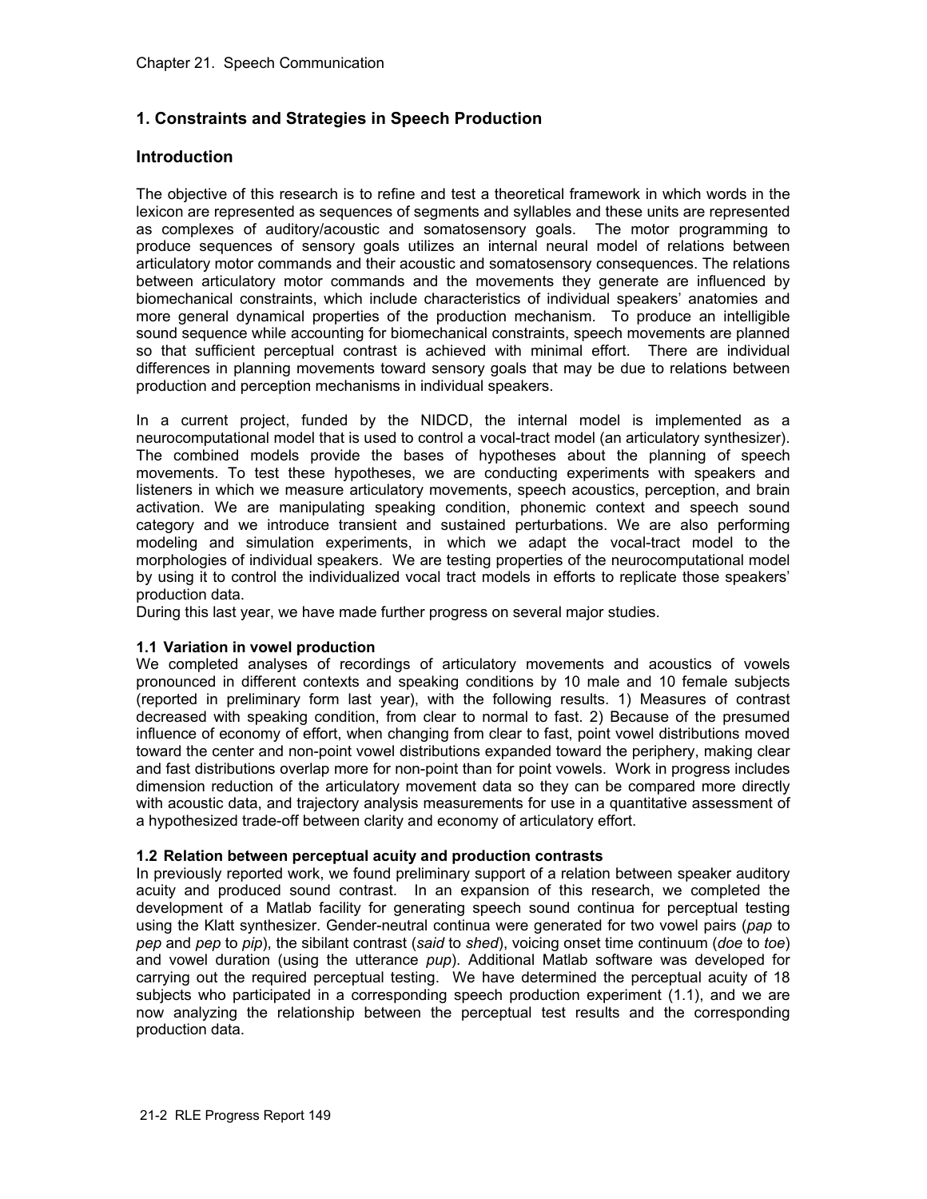# 1. Constraints and Strategies in Speech Production

## Introduction

The objective of this research is to refine and test a theoretical framework in which words in the lexicon are represented as sequences of segments and syllables and these units are represented as complexes of auditory/acoustic and somatosensory goals. The motor programming to produce sequences of sensory goals utilizes an internal neural model of relations between articulatory motor commands and their acoustic and somatosensory consequences. The relations between articulatory motor commands and the movements they generate are influenced by biomechanical constraints, which include characteristics of individual speakers' anatomies and more general dynamical properties of the production mechanism. To produce an intelligible sound sequence while accounting for biomechanical constraints, speech movements are planned so that sufficient perceptual contrast is achieved with minimal effort. There are individual differences in planning movements toward sensory goals that may be due to relations between production and perception mechanisms in individual speakers.

In a current project, funded by the NIDCD, the internal model is implemented as a neurocomputational model that is used to control a vocal-tract model (an articulatory synthesizer). The combined models provide the bases of hypotheses about the planning of speech movements. To test these hypotheses, we are conducting experiments with speakers and listeners in which we measure articulatory movements, speech acoustics, perception, and brain activation. We are manipulating speaking condition, phonemic context and speech sound category and we introduce transient and sustained perturbations. We are also performing modeling and simulation experiments, in which we adapt the vocal-tract model to the morphologies of individual speakers. We are testing properties of the neurocomputational model by using it to control the individualized vocal tract models in efforts to replicate those speakers' production data.

During this last year, we have made further progress on several major studies.

### 1.1 Variation in vowel production

We completed analyses of recordings of articulatory movements and acoustics of vowels pronounced in different contexts and speaking conditions by 10 male and 10 female subjects (reported in preliminary form last year), with the following results. 1) Measures of contrast decreased with speaking condition, from clear to normal to fast. 2) Because of the presumed influence of economy of effort, when changing from clear to fast, point vowel distributions moved toward the center and non-point vowel distributions expanded toward the periphery, making clear and fast distributions overlap more for non-point than for point vowels. Work in progress includes dimension reduction of the articulatory movement data so they can be compared more directly with acoustic data, and trajectory analysis measurements for use in a quantitative assessment of a hypothesized trade-off between clarity and economy of articulatory effort.

### 1.2 Relation between perceptual acuity and production contrasts

In previously reported work, we found preliminary support of a relation between speaker auditory acuity and produced sound contrast. In an expansion of this research, we completed the development of a Matlab facility for generating speech sound continua for perceptual testing using the Klatt synthesizer. Gender-neutral continua were generated for two vowel pairs (*pap* to *pep* and *pep* to *pip*), the sibilant contrast (*said* to *shed*), voicing onset time continuum (*doe* to *toe*) and vowel duration (using the utterance *pup*). Additional Matlab software was developed for carrying out the required perceptual testing. We have determined the perceptual acuity of 18 subjects who participated in a corresponding speech production experiment (1.1), and we are now analyzing the relationship between the perceptual test results and the corresponding production data.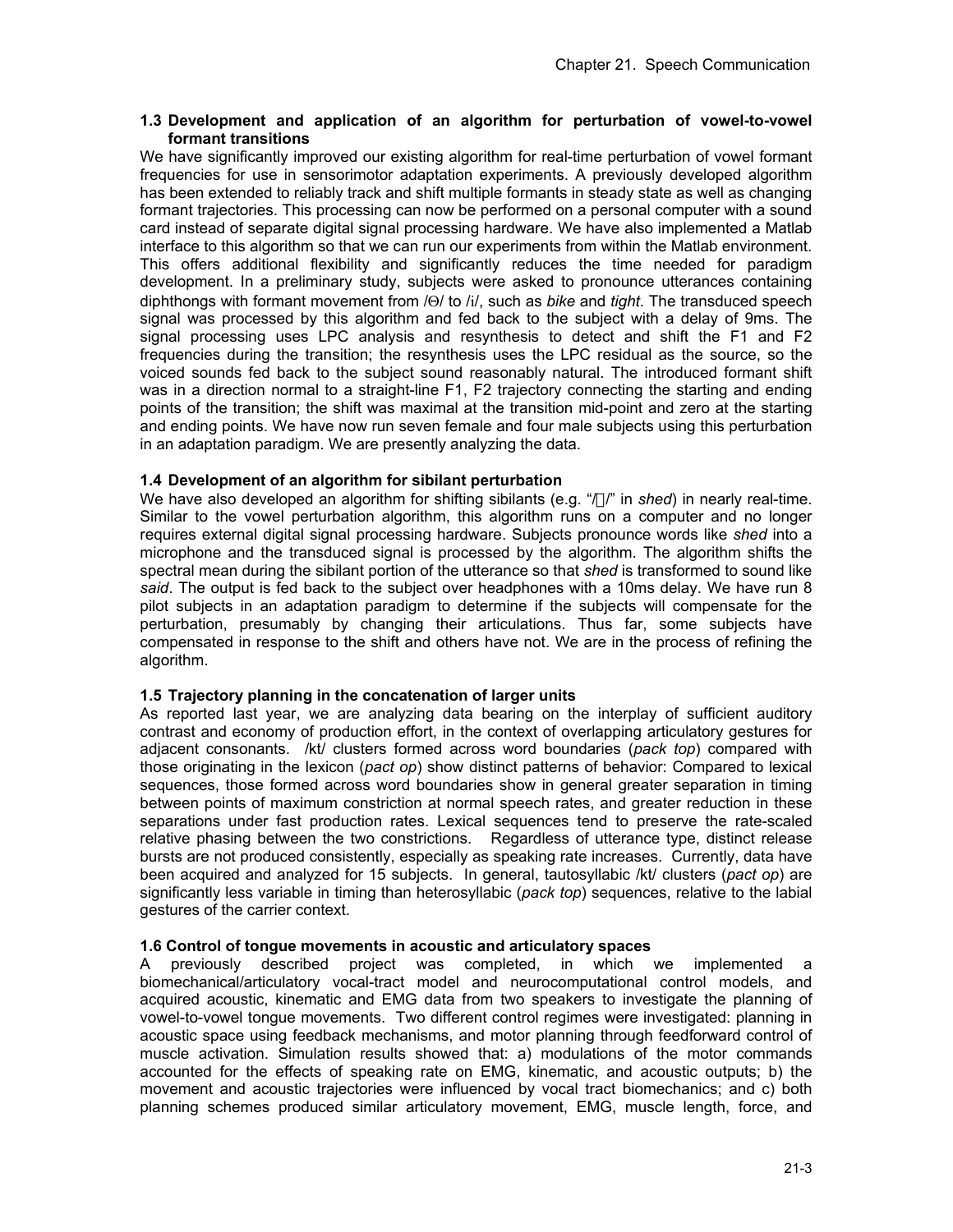### 1.3 Development and application of an algorithm for perturbation of vowel-to-vowel formant transitions

We have significantly improved our existing algorithm for real-time perturbation of vowel formant frequencies for use in sensorimotor adaptation experiments. A previously developed algorithm has been extended to reliably track and shift multiple formants in steady state as well as changing formant trajectories. This processing can now be performed on a personal computer with a sound card instead of separate digital signal processing hardware. We have also implemented a Matlab interface to this algorithm so that we can run our experiments from within the Matlab environment. This offers additional flexibility and significantly reduces the time needed for paradigm development. In a preliminary study, subjects were asked to pronounce utterances containing diphthongs with formant movement from /Θ/ to /i/, such as *bike* and *tight*. The transduced speech signal was processed by this algorithm and fed back to the subject with a delay of 9ms. The signal processing uses LPC analysis and resynthesis to detect and shift the F1 and F2 frequencies during the transition; the resynthesis uses the LPC residual as the source, so the voiced sounds fed back to the subject sound reasonably natural. The introduced formant shift was in a direction normal to a straight-line F1, F2 trajectory connecting the starting and ending points of the transition; the shift was maximal at the transition mid-point and zero at the starting and ending points. We have now run seven female and four male subjects using this perturbation in an adaptation paradigm. We are presently analyzing the data.

### 1.4 Development of an algorithm for sibilant perturbation

We have also developed an algorithm for shifting sibilants (e.g. "/ʃ/" in *shed*) in nearly real-time. Similar to the vowel perturbation algorithm, this algorithm runs on a computer and no longer requires external digital signal processing hardware. Subjects pronounce words like *shed* into a microphone and the transduced signal is processed by the algorithm. The algorithm shifts the spectral mean during the sibilant portion of the utterance so that *shed* is transformed to sound like *said*. The output is fed back to the subject over headphones with a 10ms delay. We have run 8 pilot subjects in an adaptation paradigm to determine if the subjects will compensate for the perturbation, presumably by changing their articulations. Thus far, some subjects have compensated in response to the shift and others have not. We are in the process of refining the algorithm.

### 1.5 Trajectory planning in the concatenation of larger units

As reported last year, we are analyzing data bearing on the interplay of sufficient auditory contrast and economy of production effort, in the context of overlapping articulatory gestures for adjacent consonants. /kt/ clusters formed across word boundaries (*pack top*) compared with those originating in the lexicon (*pact op*) show distinct patterns of behavior: Compared to lexical sequences, those formed across word boundaries show in general greater separation in timing between points of maximum constriction at normal speech rates, and greater reduction in these separations under fast production rates. Lexical sequences tend to preserve the rate-scaled relative phasing between the two constrictions. Regardless of utterance type, distinct release bursts are not produced consistently, especially as speaking rate increases. Currently, data have been acquired and analyzed for 15 subjects. In general, tautosyllabic /kt/ clusters (*pact op*) are significantly less variable in timing than heterosyllabic (*pack top*) sequences, relative to the labial gestures of the carrier context.

### 1.6 Control of tongue movements in acoustic and articulatory spaces

A previously described project was completed, in which we implemented a biomechanical/articulatory vocal-tract model and neurocomputational control models, and acquired acoustic, kinematic and EMG data from two speakers to investigate the planning of vowel-to-vowel tongue movements. Two different control regimes were investigated: planning in acoustic space using feedback mechanisms, and motor planning through feedforward control of muscle activation. Simulation results showed that: a) modulations of the motor commands accounted for the effects of speaking rate on EMG, kinematic, and acoustic outputs; b) the movement and acoustic trajectories were influenced by vocal tract biomechanics; and c) both planning schemes produced similar articulatory movement, EMG, muscle length, force, and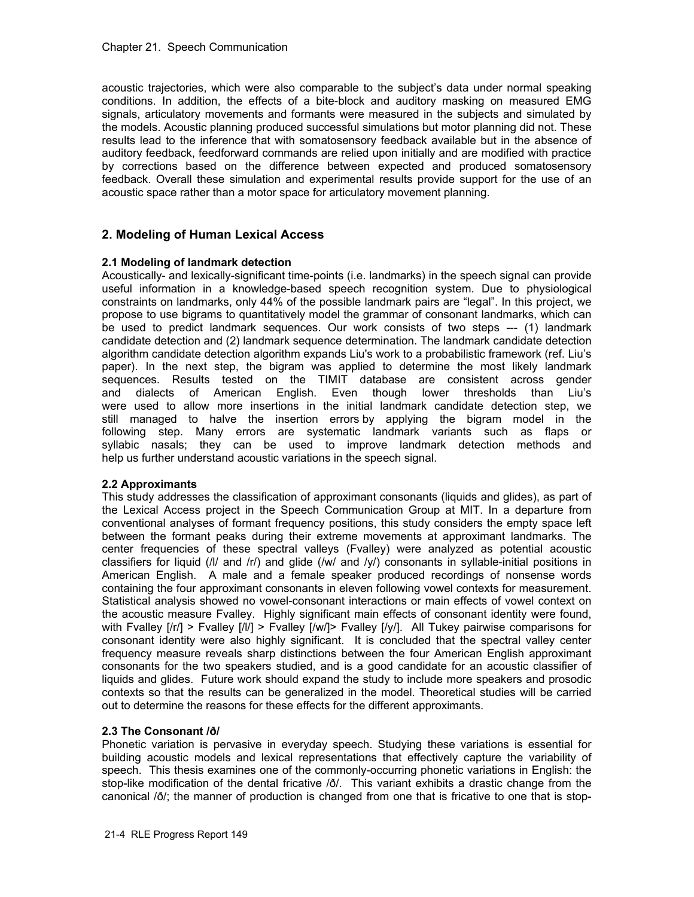acoustic trajectories, which were also comparable to the subject's data under normal speaking conditions. In addition, the effects of a bite-block and auditory masking on measured EMG signals, articulatory movements and formants were measured in the subjects and simulated by the models. Acoustic planning produced successful simulations but motor planning did not. These results lead to the inference that with somatosensory feedback available but in the absence of auditory feedback, feedforward commands are relied upon initially and are modified with practice by corrections based on the difference between expected and produced somatosensory feedback. Overall these simulation and experimental results provide support for the use of an acoustic space rather than a motor space for articulatory movement planning.

## 2. Modeling of Human Lexical Access

### 2.1 Modeling of landmark detection

Acoustically- and lexically-significant time-points (i.e. landmarks) in the speech signal can provide useful information in a knowledge-based speech recognition system. Due to physiological constraints on landmarks, only 44% of the possible landmark pairs are "legal". In this project, we propose to use bigrams to quantitatively model the grammar of consonant landmarks, which can be used to predict landmark sequences. Our work consists of two steps --- (1) landmark candidate detection and (2) landmark sequence determination. The landmark candidate detection algorithm candidate detection algorithm expands Liu's work to a probabilistic framework (ref. Liu's paper). In the next step, the bigram was applied to determine the most likely landmark sequences. Results tested on the TIMIT database are consistent across gender and dialects of American English. Even though lower thresholds than Liu's were used to allow more insertions in the initial landmark candidate detection step, we still managed to halve the insertion errors by applying the bigram model in the following step. Many errors are systematic landmark variants such as flaps or syllabic nasals; they can be used to improve landmark detection methods and help us further understand acoustic variations in the speech signal.

### 2.2 Approximants

This study addresses the classification of approximant consonants (liquids and glides), as part of the Lexical Access project in the Speech Communication Group at MIT. In a departure from conventional analyses of formant frequency positions, this study considers the empty space left between the formant peaks during their extreme movements at approximant landmarks. The center frequencies of these spectral valleys (Fvalley) were analyzed as potential acoustic classifiers for liquid (/l/ and /r/) and glide (/w/ and /y/) consonants in syllable-initial positions in American English. A male and a female speaker produced recordings of nonsense words containing the four approximant consonants in eleven following vowel contexts for measurement. Statistical analysis showed no vowel-consonant interactions or main effects of vowel context on the acoustic measure Fvalley. Highly significant main effects of consonant identity were found, with Fvalley [/r/] > Fvalley [/l/] > Fvalley [/w/]> Fvalley [/y/]. All Tukey pairwise comparisons for consonant identity were also highly significant. It is concluded that the spectral valley center frequency measure reveals sharp distinctions between the four American English approximant consonants for the two speakers studied, and is a good candidate for an acoustic classifier of liquids and glides. Future work should expand the study to include more speakers and prosodic contexts so that the results can be generalized in the model. Theoretical studies will be carried out to determine the reasons for these effects for the different approximants.

### 2.3 The Consonant /ð/

Phonetic variation is pervasive in everyday speech. Studying these variations is essential for building acoustic models and lexical representations that effectively capture the variability of speech. This thesis examines one of the commonly-occurring phonetic variations in English: the stop-like modification of the dental fricative /ð/. This variant exhibits a drastic change from the canonical /ð/; the manner of production is changed from one that is fricative to one that is stop-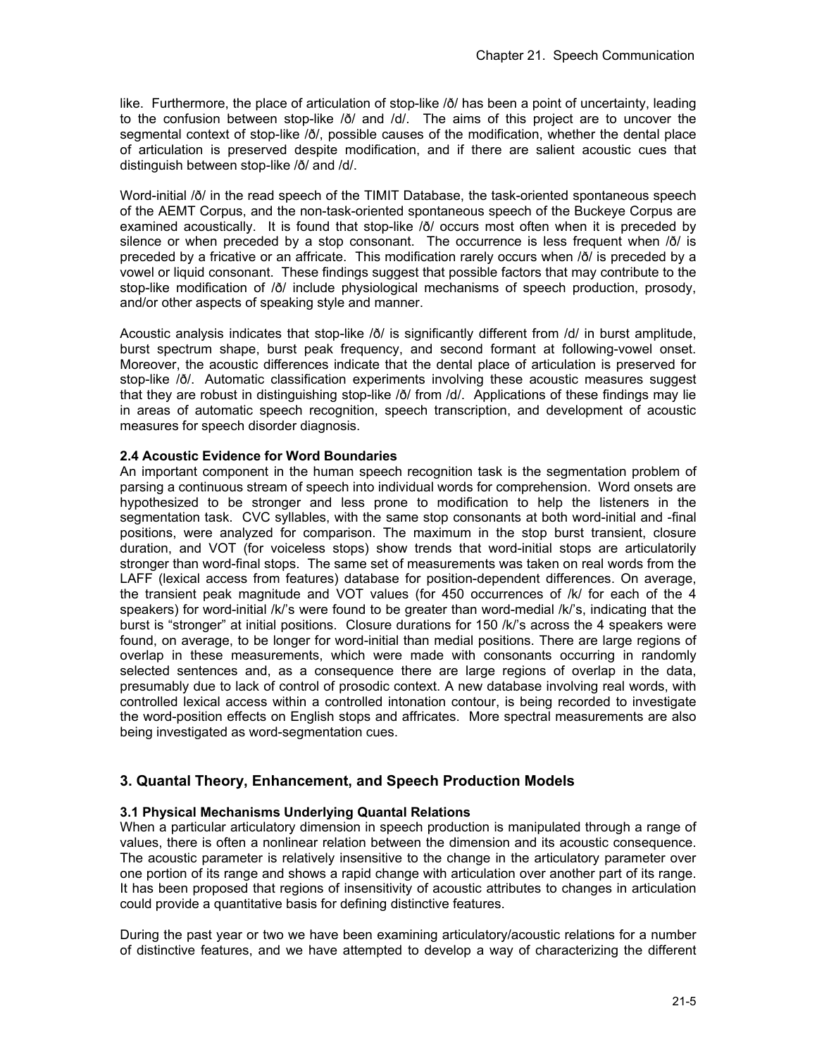like. Furthermore, the place of articulation of stop-like /ð/ has been a point of uncertainty, leading to the confusion between stop-like /ð/ and /d/. The aims of this project are to uncover the segmental context of stop-like /ð/, possible causes of the modification, whether the dental place of articulation is preserved despite modification, and if there are salient acoustic cues that distinguish between stop-like /ð/ and /d/.

Word-initial /ð/ in the read speech of the TIMIT Database, the task-oriented spontaneous speech of the AEMT Corpus, and the non-task-oriented spontaneous speech of the Buckeye Corpus are examined acoustically. It is found that stop-like /ð/ occurs most often when it is preceded by silence or when preceded by a stop consonant. The occurrence is less frequent when /ð/ is preceded by a fricative or an affricate. This modification rarely occurs when /ð/ is preceded by a vowel or liquid consonant. These findings suggest that possible factors that may contribute to the stop-like modification of /ð/ include physiological mechanisms of speech production, prosody, and/or other aspects of speaking style and manner.

Acoustic analysis indicates that stop-like /ð/ is significantly different from /d/ in burst amplitude, burst spectrum shape, burst peak frequency, and second formant at following-vowel onset. Moreover, the acoustic differences indicate that the dental place of articulation is preserved for stop-like /ð/. Automatic classification experiments involving these acoustic measures suggest that they are robust in distinguishing stop-like /ð/ from /d/. Applications of these findings may lie in areas of automatic speech recognition, speech transcription, and development of acoustic measures for speech disorder diagnosis.

### 2.4 Acoustic Evidence for Word Boundaries

An important component in the human speech recognition task is the segmentation problem of parsing a continuous stream of speech into individual words for comprehension. Word onsets are hypothesized to be stronger and less prone to modification to help the listeners in the segmentation task. CVC syllables, with the same stop consonants at both word-initial and -final positions, were analyzed for comparison. The maximum in the stop burst transient, closure duration, and VOT (for voiceless stops) show trends that word-initial stops are articulatorily stronger than word-final stops. The same set of measurements was taken on real words from the LAFF (lexical access from features) database for position-dependent differences. On average, the transient peak magnitude and VOT values (for 450 occurrences of /k/ for each of the 4 speakers) for word-initial /k/'s were found to be greater than word-medial /k/'s, indicating that the burst is "stronger" at initial positions. Closure durations for 150 /k/'s across the 4 speakers were found, on average, to be longer for word-initial than medial positions. There are large regions of overlap in these measurements, which were made with consonants occurring in randomly selected sentences and, as a consequence there are large regions of overlap in the data, presumably due to lack of control of prosodic context. A new database involving real words, with controlled lexical access within a controlled intonation contour, is being recorded to investigate the word-position effects on English stops and affricates. More spectral measurements are also being investigated as word-segmentation cues.

## 3. Quantal Theory, Enhancement, and Speech Production Models

### 3.1 Physical Mechanisms Underlying Quantal Relations

When a particular articulatory dimension in speech production is manipulated through a range of values, there is often a nonlinear relation between the dimension and its acoustic consequence. The acoustic parameter is relatively insensitive to the change in the articulatory parameter over one portion of its range and shows a rapid change with articulation over another part of its range. It has been proposed that regions of insensitivity of acoustic attributes to changes in articulation could provide a quantitative basis for defining distinctive features.

During the past year or two we have been examining articulatory/acoustic relations for a number of distinctive features, and we have attempted to develop a way of characterizing the different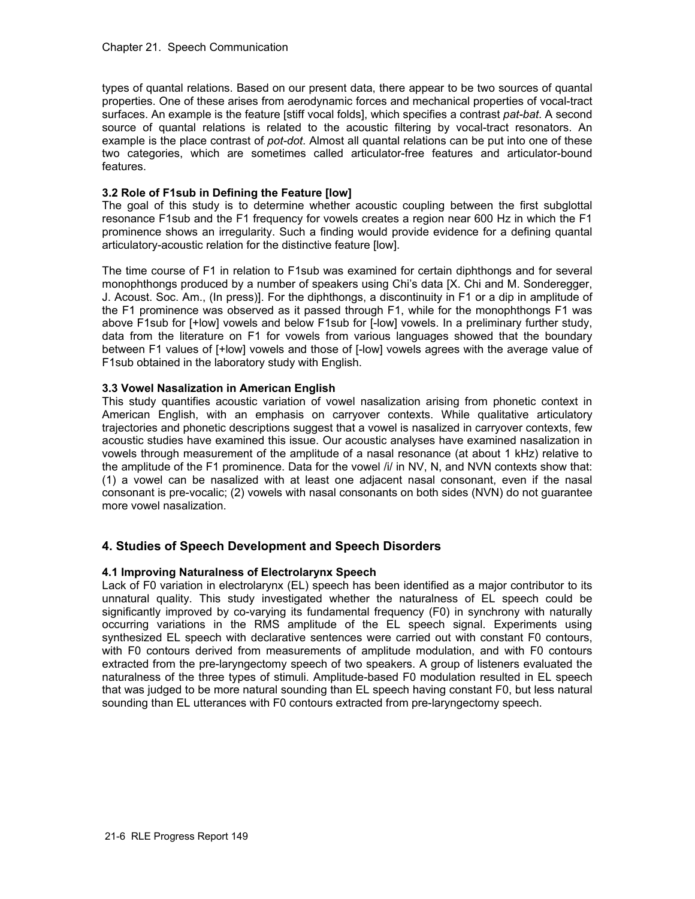types of quantal relations. Based on our present data, there appear to be two sources of quantal properties. One of these arises from aerodynamic forces and mechanical properties of vocal-tract surfaces. An example is the feature [stiff vocal folds], which specifies a contrast *pat-bat*. A second source of quantal relations is related to the acoustic filtering by vocal-tract resonators. An example is the place contrast of *pot-dot*. Almost all quantal relations can be put into one of these two categories, which are sometimes called articulator-free features and articulator-bound features.

### 3.2 Role of F1sub in Defining the Feature [low]

The goal of this study is to determine whether acoustic coupling between the first subglottal resonance F1sub and the F1 frequency for vowels creates a region near 600 Hz in which the F1 prominence shows an irregularity. Such a finding would provide evidence for a defining quantal articulatory-acoustic relation for the distinctive feature [low].

The time course of F1 in relation to F1sub was examined for certain diphthongs and for several monophthongs produced by a number of speakers using Chi's data [X. Chi and M. Sonderegger, J. Acoust. Soc. Am., (In press)]. For the diphthongs, a discontinuity in F1 or a dip in amplitude of the F1 prominence was observed as it passed through F1, while for the monophthongs F1 was above F1sub for [+low] vowels and below F1sub for [-low] vowels. In a preliminary further study, data from the literature on F1 for vowels from various languages showed that the boundary between F1 values of [+low] vowels and those of [-low] vowels agrees with the average value of F1sub obtained in the laboratory study with English.

### 3.3 Vowel Nasalization in American English

This study quantifies acoustic variation of vowel nasalization arising from phonetic context in American English, with an emphasis on carryover contexts. While qualitative articulatory trajectories and phonetic descriptions suggest that a vowel is nasalized in carryover contexts, few acoustic studies have examined this issue. Our acoustic analyses have examined nasalization in vowels through measurement of the amplitude of a nasal resonance (at about 1 kHz) relative to the amplitude of the F1 prominence. Data for the vowel /i/ in NV, N, and NVN contexts show that: (1) a vowel can be nasalized with at least one adjacent nasal consonant, even if the nasal consonant is pre-vocalic; (2) vowels with nasal consonants on both sides (NVN) do not guarantee more vowel nasalization.

## 4. Studies of Speech Development and Speech Disorders

### 4.1 Improving Naturalness of Electrolarynx Speech

Lack of F0 variation in electrolarynx (EL) speech has been identified as a major contributor to its unnatural quality. This study investigated whether the naturalness of EL speech could be significantly improved by co-varying its fundamental frequency (F0) in synchrony with naturally occurring variations in the RMS amplitude of the EL speech signal. Experiments using synthesized EL speech with declarative sentences were carried out with constant F0 contours, with F0 contours derived from measurements of amplitude modulation, and with F0 contours extracted from the pre-laryngectomy speech of two speakers. A group of listeners evaluated the naturalness of the three types of stimuli. Amplitude-based F0 modulation resulted in EL speech that was judged to be more natural sounding than EL speech having constant F0, but less natural sounding than EL utterances with F0 contours extracted from pre-laryngectomy speech.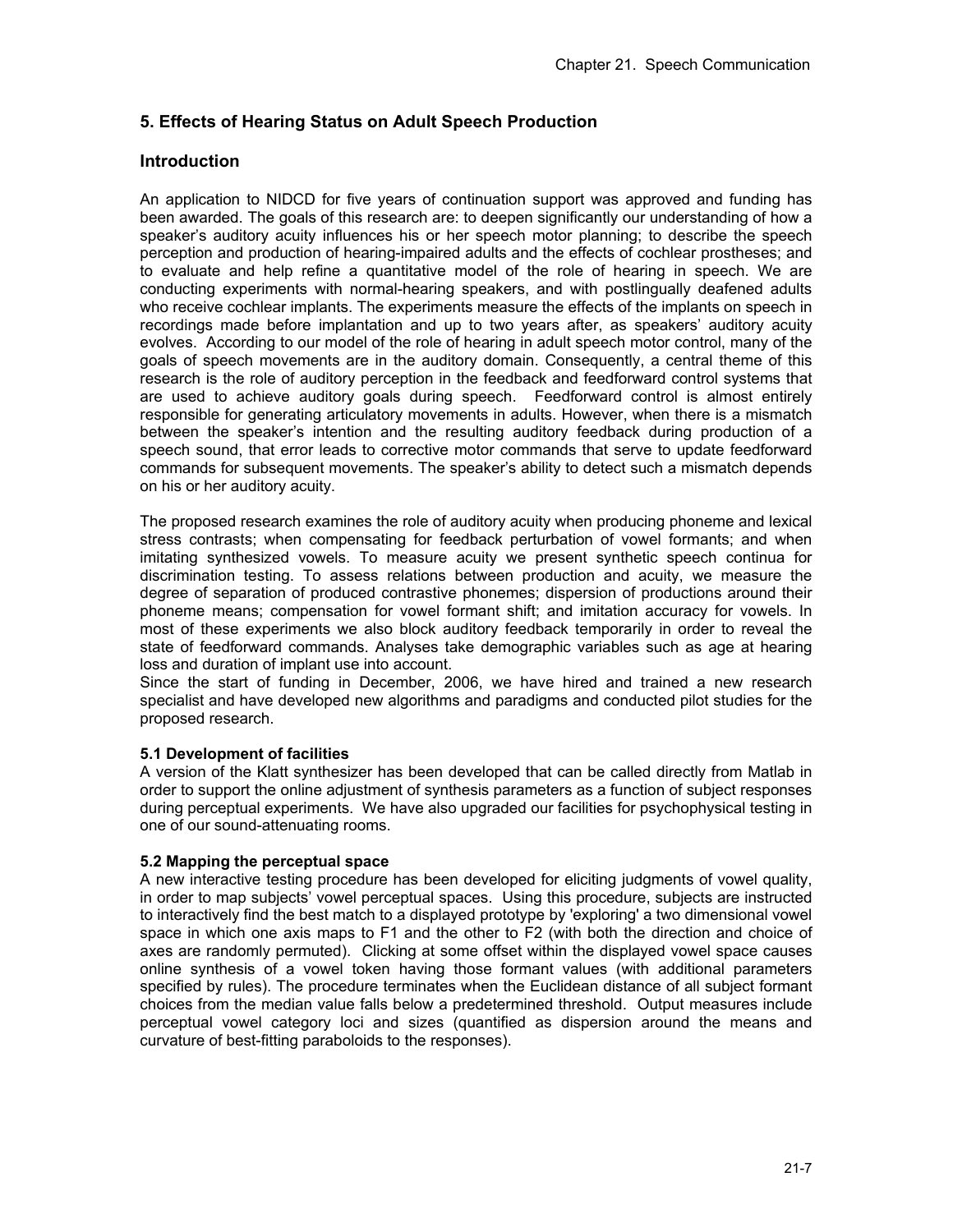## 5. Effects of Hearing Status on Adult Speech Production

### Introduction

An application to NIDCD for five years of continuation support was approved and funding has been awarded. The goals of this research are: to deepen significantly our understanding of how a speaker's auditory acuity influences his or her speech motor planning; to describe the speech perception and production of hearing-impaired adults and the effects of cochlear prostheses; and to evaluate and help refine a quantitative model of the role of hearing in speech. We are conducting experiments with normal-hearing speakers, and with postlingually deafened adults who receive cochlear implants. The experiments measure the effects of the implants on speech in recordings made before implantation and up to two years after, as speakers' auditory acuity evolves. According to our model of the role of hearing in adult speech motor control, many of the goals of speech movements are in the auditory domain. Consequently, a central theme of this research is the role of auditory perception in the feedback and feedforward control systems that are used to achieve auditory goals during speech. Feedforward control is almost entirely responsible for generating articulatory movements in adults. However, when there is a mismatch between the speaker's intention and the resulting auditory feedback during production of a speech sound, that error leads to corrective motor commands that serve to update feedforward commands for subsequent movements. The speaker's ability to detect such a mismatch depends on his or her auditory acuity.

The proposed research examines the role of auditory acuity when producing phoneme and lexical stress contrasts; when compensating for feedback perturbation of vowel formants; and when imitating synthesized vowels. To measure acuity we present synthetic speech continua for discrimination testing. To assess relations between production and acuity, we measure the degree of separation of produced contrastive phonemes; dispersion of productions around their phoneme means; compensation for vowel formant shift; and imitation accuracy for vowels. In most of these experiments we also block auditory feedback temporarily in order to reveal the state of feedforward commands. Analyses take demographic variables such as age at hearing loss and duration of implant use into account.

Since the start of funding in December, 2006, we have hired and trained a new research specialist and have developed new algorithms and paradigms and conducted pilot studies for the proposed research.

**5.1 Development of facilities**

A version of the Klatt synthesizer has been developed that can be called directly from Matlab in order to support the online adjustment of synthesis parameters as a function of subject responses during perceptual experiments. We have also upgraded our facilities for psychophysical testing in one of our sound-attenuating rooms.

**5.2 Mapping the perceptual space**

A new interactive testing procedure has been developed for eliciting judgments of vowel quality, in order to map subjects' vowel perceptual spaces. Using this procedure, subjects are instructed to interactively find the best match to a displayed prototype by 'exploring' a two dimensional vowel space in which one axis maps to F1 and the other to F2 (with both the direction and choice of axes are randomly permuted). Clicking at some offset within the displayed vowel space causes online synthesis of a vowel token having those formant values (with additional parameters specified by rules). The procedure terminates when the Euclidean distance of all subject formant choices from the median value falls below a predetermined threshold. Output measures include perceptual vowel category loci and sizes (quantified as dispersion around the means and curvature of best-fitting paraboloids to the responses).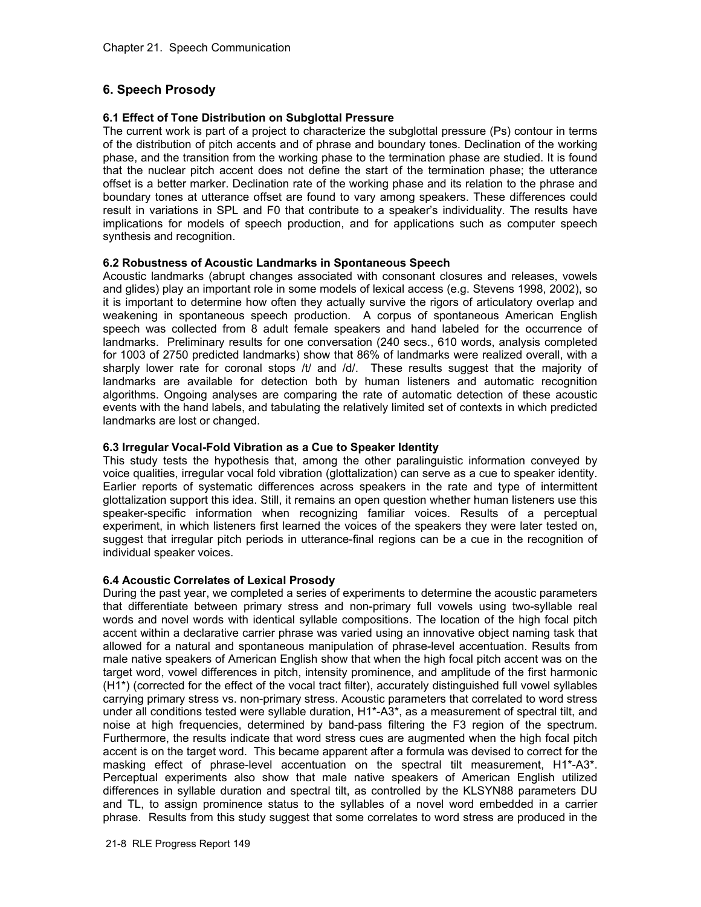## 6. Speech Prosody

### 6.1 Effect of Tone Distribution on Subglottal Pressure

The current work is part of a project to characterize the subglottal pressure (Ps) contour in terms of the distribution of pitch accents and of phrase and boundary tones. Declination of the working phase, and the transition from the working phase to the termination phase are studied. It is found that the nuclear pitch accent does not define the start of the termination phase; the utterance offset is a better marker. Declination rate of the working phase and its relation to the phrase and boundary tones at utterance offset are found to vary among speakers. These differences could result in variations in SPL and F0 that contribute to a speaker's individuality. The results have implications for models of speech production, and for applications such as computer speech synthesis and recognition.

### 6.2 Robustness of Acoustic Landmarks in Spontaneous Speech

Acoustic landmarks (abrupt changes associated with consonant closures and releases, vowels and glides) play an important role in some models of lexical access (e.g. Stevens 1998, 2002), so it is important to determine how often they actually survive the rigors of articulatory overlap and weakening in spontaneous speech production. A corpus of spontaneous American English speech was collected from 8 adult female speakers and hand labeled for the occurrence of landmarks. Preliminary results for one conversation (240 secs., 610 words, analysis completed for 1003 of 2750 predicted landmarks) show that 86% of landmarks were realized overall, with a sharply lower rate for coronal stops /t/ and /d/. These results suggest that the majority of landmarks are available for detection both by human listeners and automatic recognition algorithms. Ongoing analyses are comparing the rate of automatic detection of these acoustic events with the hand labels, and tabulating the relatively limited set of contexts in which predicted landmarks are lost or changed.

### 6.3 Irregular Vocal-Fold Vibration as a Cue to Speaker Identity

This study tests the hypothesis that, among the other paralinguistic information conveyed by voice qualities, irregular vocal fold vibration (glottalization) can serve as a cue to speaker identity. Earlier reports of systematic differences across speakers in the rate and type of intermittent glottalization support this idea. Still, it remains an open question whether human listeners use this speaker-specific information when recognizing familiar voices. Results of a perceptual experiment, in which listeners first learned the voices of the speakers they were later tested on, suggest that irregular pitch periods in utterance-final regions can be a cue in the recognition of individual speaker voices.

### 6.4 Acoustic Correlates of Lexical Prosody

During the past year, we completed a series of experiments to determine the acoustic parameters that differentiate between primary stress and non-primary full vowels using two-syllable real words and novel words with identical syllable compositions. The location of the high focal pitch accent within a declarative carrier phrase was varied using an innovative object naming task that allowed for a natural and spontaneous manipulation of phrase-level accentuation. Results from male native speakers of American English show that when the high focal pitch accent was on the target word, vowel differences in pitch, intensity prominence, and amplitude of the first harmonic (H1*) (corrected for the effect of the vocal tract filter), accurately distinguished full vowel syllables carrying primary stress vs. non-primary stress. Acoustic parameters that correlated to word stress under all conditions tested were syllable duration, H1*-A3*, as a measurement of spectral tilt, and noise at high frequencies, determined by band-pass filtering the F3 region of the spectrum. Furthermore, the results indicate that word stress cues are augmented when the high focal pitch accent is on the target word. This became apparent after a formula was devised to correct for the masking effect of phrase-level accentuation on the spectral tilt measurement, H1*-A3*. Perceptual experiments also show that male native speakers of American English utilized differences in syllable duration and spectral tilt, as controlled by the KLSYN88 parameters DU and TL, to assign prominence status to the syllables of a novel word embedded in a carrier phrase. Results from this study suggest that some correlates to word stress are produced in the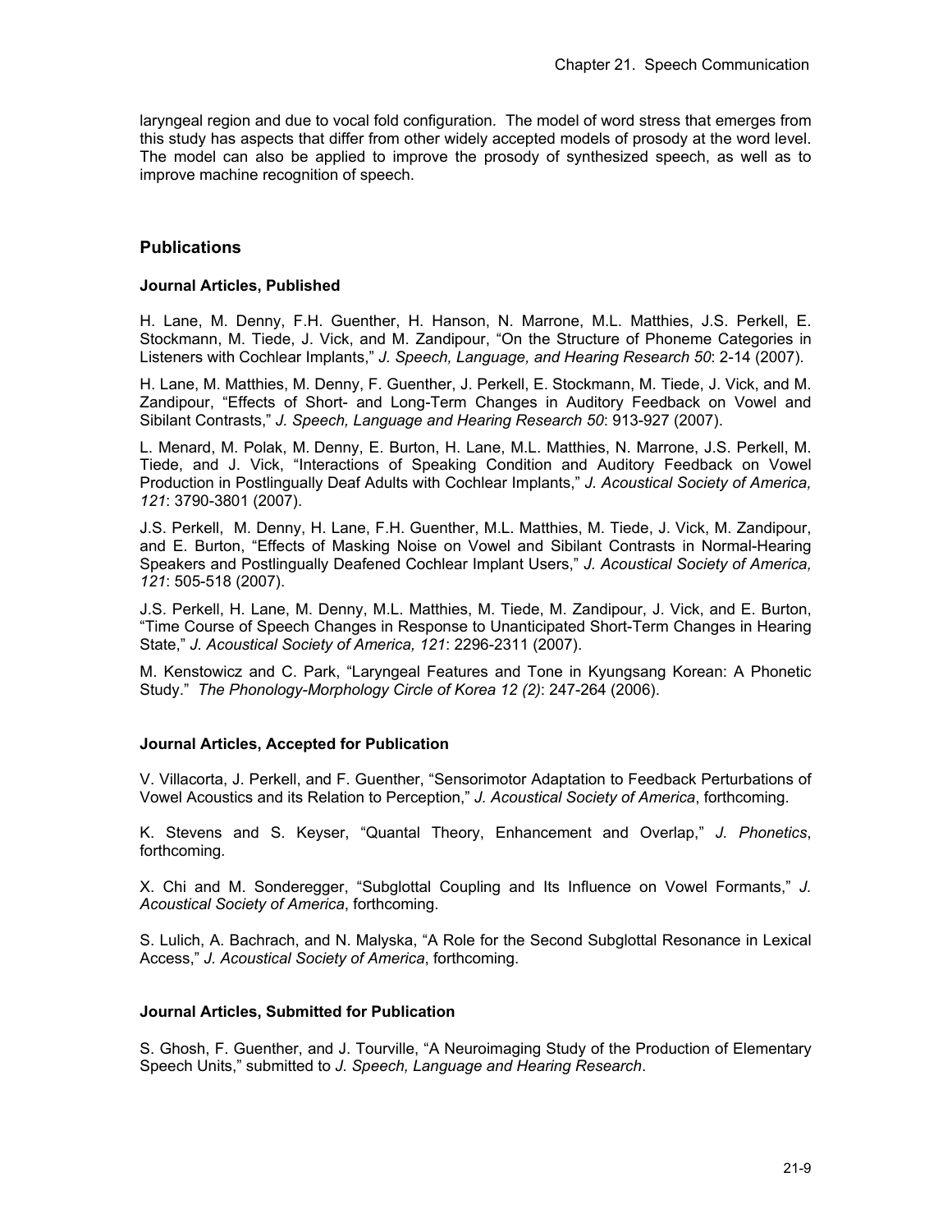laryngeal region and due to vocal fold configuration. The model of word stress that emerges from this study has aspects that differ from other widely accepted models of prosody at the word level. The model can also be applied to improve the prosody of synthesized speech, as well as to improve machine recognition of speech.

## Publications

### Journal Articles, Published

H. Lane, M. Denny, F.H. Guenther, H. Hanson, N. Marrone, M.L. Matthies, J.S. Perkell, E. Stockmann, M. Tiede, J. Vick, and M. Zandipour, "On the Structure of Phoneme Categories in Listeners with Cochlear Implants," *J. Speech, Language, and Hearing Research 50*: 2-14 (2007).

H. Lane, M. Matthies, M. Denny, F. Guenther, J. Perkell, E. Stockmann, M. Tiede, J. Vick, and M. Zandipour, "Effects of Short- and Long-Term Changes in Auditory Feedback on Vowel and Sibilant Contrasts," *J. Speech, Language and Hearing Research 50*: 913-927 (2007).

L. Menard, M. Polak, M. Denny, E. Burton, H. Lane, M.L. Matthies, N. Marrone, J.S. Perkell, M. Tiede, and J. Vick, "Interactions of Speaking Condition and Auditory Feedback on Vowel Production in Postlingually Deaf Adults with Cochlear Implants," *J. Acoustical Society of America, 121*: 3790-3801 (2007).

J.S. Perkell, M. Denny, H. Lane, F.H. Guenther, M.L. Matthies, M. Tiede, J. Vick, M. Zandipour, and E. Burton, "Effects of Masking Noise on Vowel and Sibilant Contrasts in Normal-Hearing Speakers and Postlingually Deafened Cochlear Implant Users," *J. Acoustical Society of America, 121*: 505-518 (2007).

J.S. Perkell, H. Lane, M. Denny, M.L. Matthies, M. Tiede, M. Zandipour, J. Vick, and E. Burton, "Time Course of Speech Changes in Response to Unanticipated Short-Term Changes in Hearing State," *J. Acoustical Society of America, 121*: 2296-2311 (2007).

M. Kenstowicz and C. Park, "Laryngeal Features and Tone in Kyungsang Korean: A Phonetic Study." *The Phonology-Morphology Circle of Korea 12 (2)*: 247-264 (2006).

### Journal Articles, Accepted for Publication

V. Villacorta, J. Perkell, and F. Guenther, "Sensorimotor Adaptation to Feedback Perturbations of Vowel Acoustics and its Relation to Perception," *J. Acoustical Society of America*, forthcoming.

K. Stevens and S. Keyser, "Quantal Theory, Enhancement and Overlap," *J. Phonetics*, forthcoming.

X. Chi and M. Sonderegger, "Subglottal Coupling and Its Influence on Vowel Formants," *J. Acoustical Society of America*, forthcoming.

S. Lulich, A. Bachrach, and N. Malyska, "A Role for the Second Subglottal Resonance in Lexical Access," *J. Acoustical Society of America*, forthcoming.

### Journal Articles, Submitted for Publication

S. Ghosh, F. Guenther, and J. Tourville, "A Neuroimaging Study of the Production of Elementary Speech Units," submitted to *J. Speech, Language and Hearing Research*.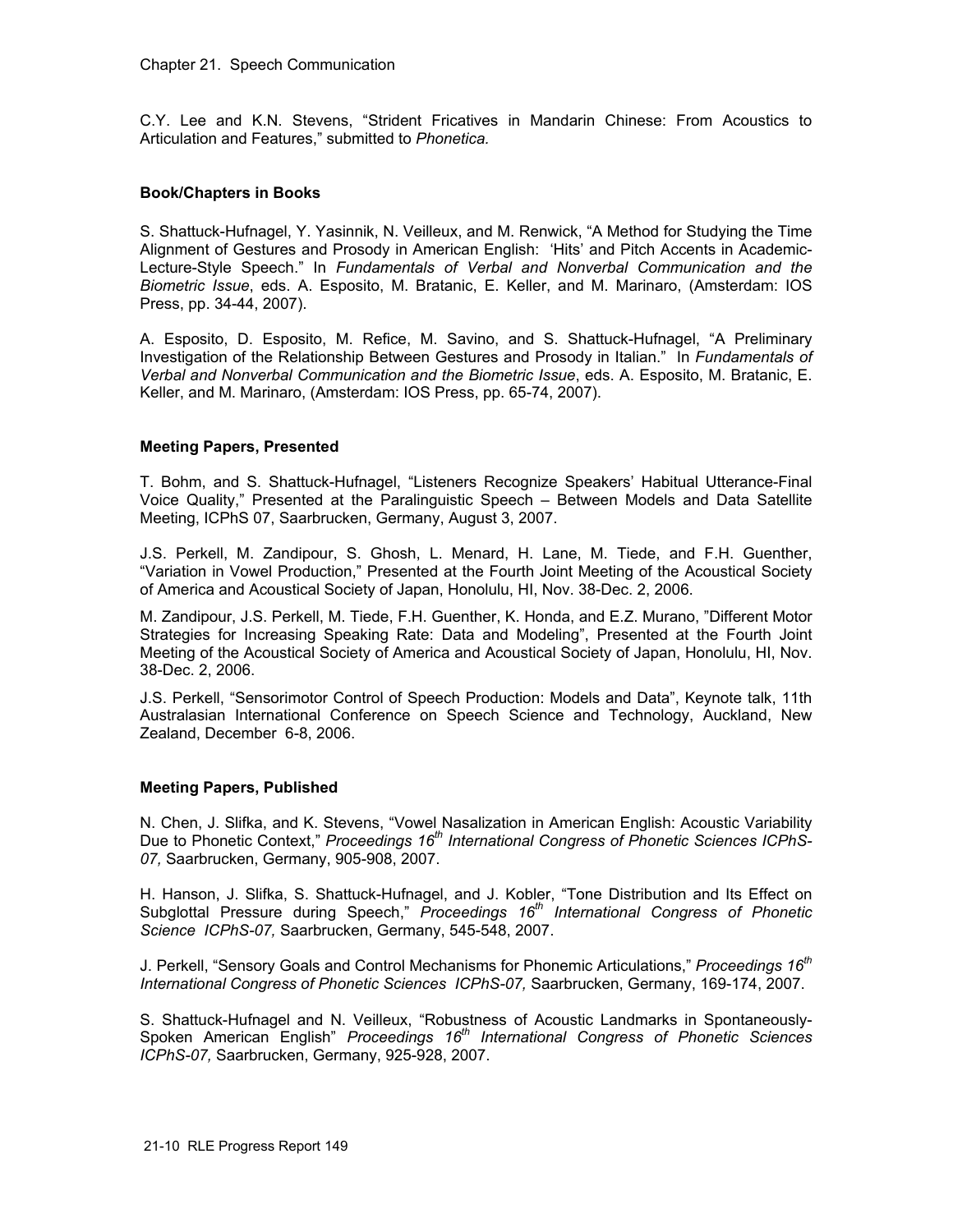C.Y. Lee and K.N. Stevens, "Strident Fricatives in Mandarin Chinese: From Acoustics to Articulation and Features," submitted to *Phonetica.*

### Book/Chapters in Books

S. Shattuck-Hufnagel, Y. Yasinnik, N. Veilleux, and M. Renwick, "A Method for Studying the Time Alignment of Gestures and Prosody in American English: 'Hits' and Pitch Accents in Academic-Lecture-Style Speech." In *Fundamentals of Verbal and Nonverbal Communication and the Biometric Issue*, eds. A. Esposito, M. Bratanic, E. Keller, and M. Marinaro, (Amsterdam: IOS Press, pp. 34-44, 2007).

A. Esposito, D. Esposito, M. Refice, M. Savino, and S. Shattuck-Hufnagel, "A Preliminary Investigation of the Relationship Between Gestures and Prosody in Italian." In *Fundamentals of Verbal and Nonverbal Communication and the Biometric Issue*, eds. A. Esposito, M. Bratanic, E. Keller, and M. Marinaro, (Amsterdam: IOS Press, pp. 65-74, 2007).

### Meeting Papers, Presented

T. Bohm, and S. Shattuck-Hufnagel, "Listeners Recognize Speakers' Habitual Utterance-Final Voice Quality," Presented at the Paralinguistic Speech – Between Models and Data Satellite Meeting, ICPhS 07, Saarbrucken, Germany, August 3, 2007.

J.S. Perkell, M. Zandipour, S. Ghosh, L. Menard, H. Lane, M. Tiede, and F.H. Guenther, "Variation in Vowel Production," Presented at the Fourth Joint Meeting of the Acoustical Society of America and Acoustical Society of Japan, Honolulu, HI, Nov. 38-Dec. 2, 2006.

M. Zandipour, J.S. Perkell, M. Tiede, F.H. Guenther, K. Honda, and E.Z. Murano, "Different Motor Strategies for Increasing Speaking Rate: Data and Modeling", Presented at the Fourth Joint Meeting of the Acoustical Society of America and Acoustical Society of Japan, Honolulu, HI, Nov. 38-Dec. 2, 2006.

J.S. Perkell, "Sensorimotor Control of Speech Production: Models and Data", Keynote talk, 11th Australasian International Conference on Speech Science and Technology, Auckland, New Zealand, December 6-8, 2006.

### Meeting Papers, Published

N. Chen, J. Slifka, and K. Stevens, "Vowel Nasalization in American English: Acoustic Variability Due to Phonetic Context," *Proceedings 16th International Congress of Phonetic Sciences ICPhS-07,* Saarbrucken, Germany, 905-908, 2007.

H. Hanson, J. Slifka, S. Shattuck-Hufnagel, and J. Kobler, "Tone Distribution and Its Effect on Subglottal Pressure during Speech," *Proceedings 16th International Congress of Phonetic Science ICPhS-07,* Saarbrucken, Germany, 545-548, 2007.

J. Perkell, "Sensory Goals and Control Mechanisms for Phonemic Articulations," *Proceedings 16th International Congress of Phonetic Sciences ICPhS-07,* Saarbrucken, Germany, 169-174, 2007.

S. Shattuck-Hufnagel and N. Veilleux, "Robustness of Acoustic Landmarks in Spontaneously-Spoken American English" *Proceedings 16th International Congress of Phonetic Sciences ICPhS-07,* Saarbrucken, Germany, 925-928, 2007.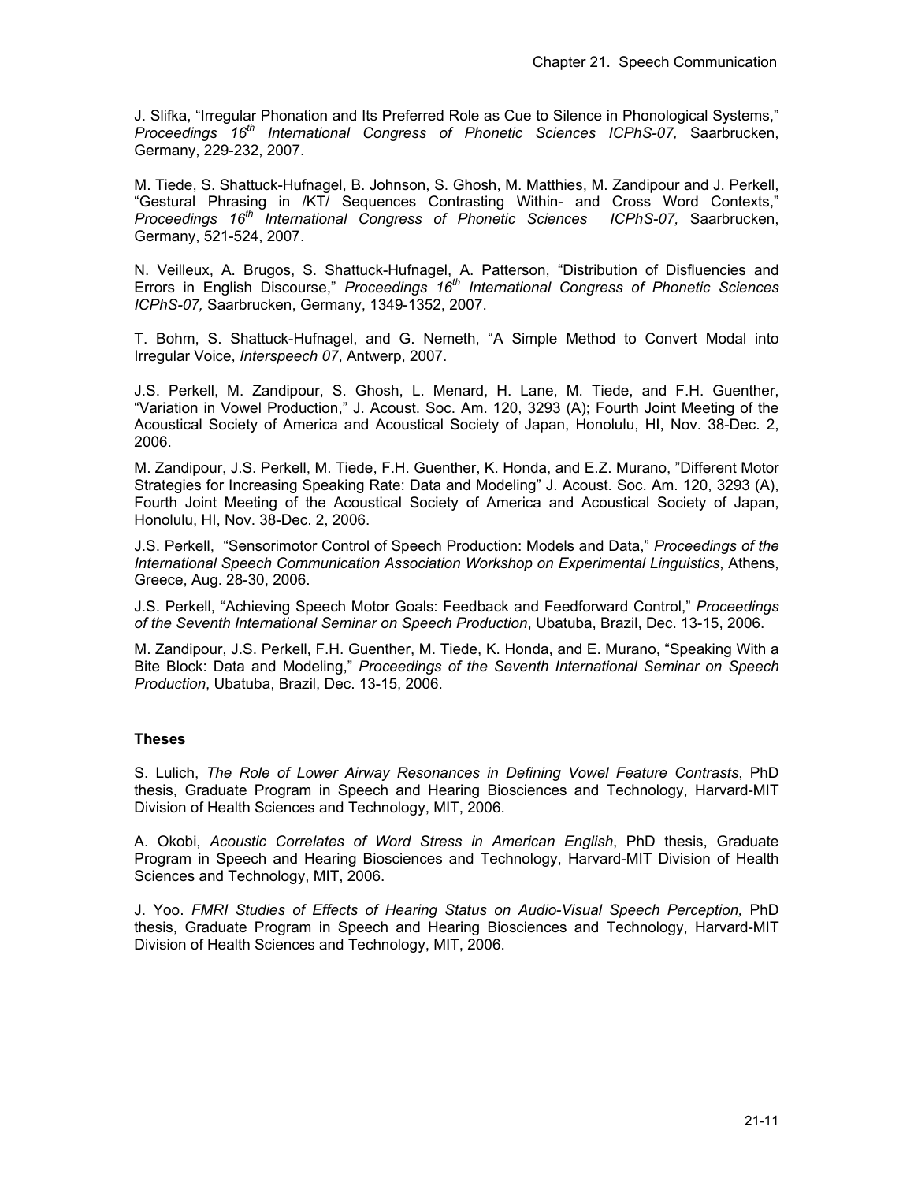J. Slifka, "Irregular Phonation and Its Preferred Role as Cue to Silence in Phonological Systems," *Proceedings 16th International Congress of Phonetic Sciences ICPhS-07,* Saarbrucken, Germany, 229-232, 2007.

M. Tiede, S. Shattuck-Hufnagel, B. Johnson, S. Ghosh, M. Matthies, M. Zandipour and J. Perkell, "Gestural Phrasing in /KT/ Sequences Contrasting Within- and Cross Word Contexts," *Proceedings 16th International Congress of Phonetic Sciences ICPhS-07,* Saarbrucken, Germany, 521-524, 2007.

N. Veilleux, A. Brugos, S. Shattuck-Hufnagel, A. Patterson, "Distribution of Disfluencies and Errors in English Discourse," *Proceedings 16th International Congress of Phonetic Sciences ICPhS-07,* Saarbrucken, Germany, 1349-1352, 2007.

T. Bohm, S. Shattuck-Hufnagel, and G. Nemeth, "A Simple Method to Convert Modal into Irregular Voice, *Interspeech 07*, Antwerp, 2007.

J.S. Perkell, M. Zandipour, S. Ghosh, L. Menard, H. Lane, M. Tiede, and F.H. Guenther, "Variation in Vowel Production," J. Acoust. Soc. Am. 120, 3293 (A); Fourth Joint Meeting of the Acoustical Society of America and Acoustical Society of Japan, Honolulu, HI, Nov. 38-Dec. 2, 2006.

M. Zandipour, J.S. Perkell, M. Tiede, F.H. Guenther, K. Honda, and E.Z. Murano, "Different Motor Strategies for Increasing Speaking Rate: Data and Modeling" J. Acoust. Soc. Am. 120, 3293 (A), Fourth Joint Meeting of the Acoustical Society of America and Acoustical Society of Japan, Honolulu, HI, Nov. 38-Dec. 2, 2006.

J.S. Perkell, "Sensorimotor Control of Speech Production: Models and Data," *Proceedings of the International Speech Communication Association Workshop on Experimental Linguistics*, Athens, Greece, Aug. 28-30, 2006.

J.S. Perkell, "Achieving Speech Motor Goals: Feedback and Feedforward Control," *Proceedings of the Seventh International Seminar on Speech Production*, Ubatuba, Brazil, Dec. 13-15, 2006.

M. Zandipour, J.S. Perkell, F.H. Guenther, M. Tiede, K. Honda, and E. Murano, "Speaking With a Bite Block: Data and Modeling," *Proceedings of the Seventh International Seminar on Speech Production*, Ubatuba, Brazil, Dec. 13-15, 2006.

**Theses**

S. Lulich, *The Role of Lower Airway Resonances in Defining Vowel Feature Contrasts*, PhD thesis, Graduate Program in Speech and Hearing Biosciences and Technology, Harvard-MIT Division of Health Sciences and Technology, MIT, 2006.

A. Okobi, *Acoustic Correlates of Word Stress in American English*, PhD thesis, Graduate Program in Speech and Hearing Biosciences and Technology, Harvard-MIT Division of Health Sciences and Technology, MIT, 2006.

J. Yoo. *FMRI Studies of Effects of Hearing Status on Audio-Visual Speech Perception,* PhD thesis, Graduate Program in Speech and Hearing Biosciences and Technology, Harvard-MIT Division of Health Sciences and Technology, MIT, 2006.